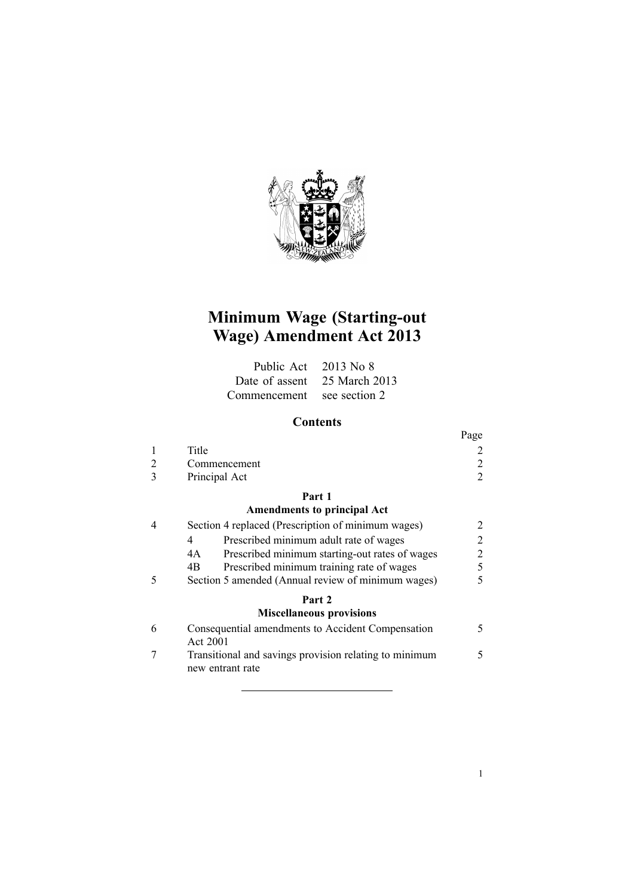# Minimum Wage (Starting-out Wage) Amendment Act 2013

| | |
|---|---|
| Public Act | 2013 No 8 |
| Date of assent | 25 March 2013 |
| Commencement | see section 2 |

## Contents

| | | | Page |
|---|---|---|---|
| 1 | Title | | 2 |
| 2 | Commencement | | 2 |
| 3 | Principal Act | | 2 |
| | **Part 1** **Amendments to principal Act** | | |
| 4 | Section 4 replaced (Prescription of minimum wages) | | 2 |
| | 4 | Prescribed minimum adult rate of wages | 2 |
| | 4A | Prescribed minimum starting-out rates of wages | 2 |
| | 4B | Prescribed minimum training rate of wages | 5 |
| 5 | Section 5 amended (Annual review of minimum wages) | | 5 |
| | **Part 2** **Miscellaneous provisions** | | |
| 6 | Consequential amendments to Accident Compensation Act 2001 | | 5 |
| 7 | Transitional and savings provision relating to minimum new entrant rate | | 5 |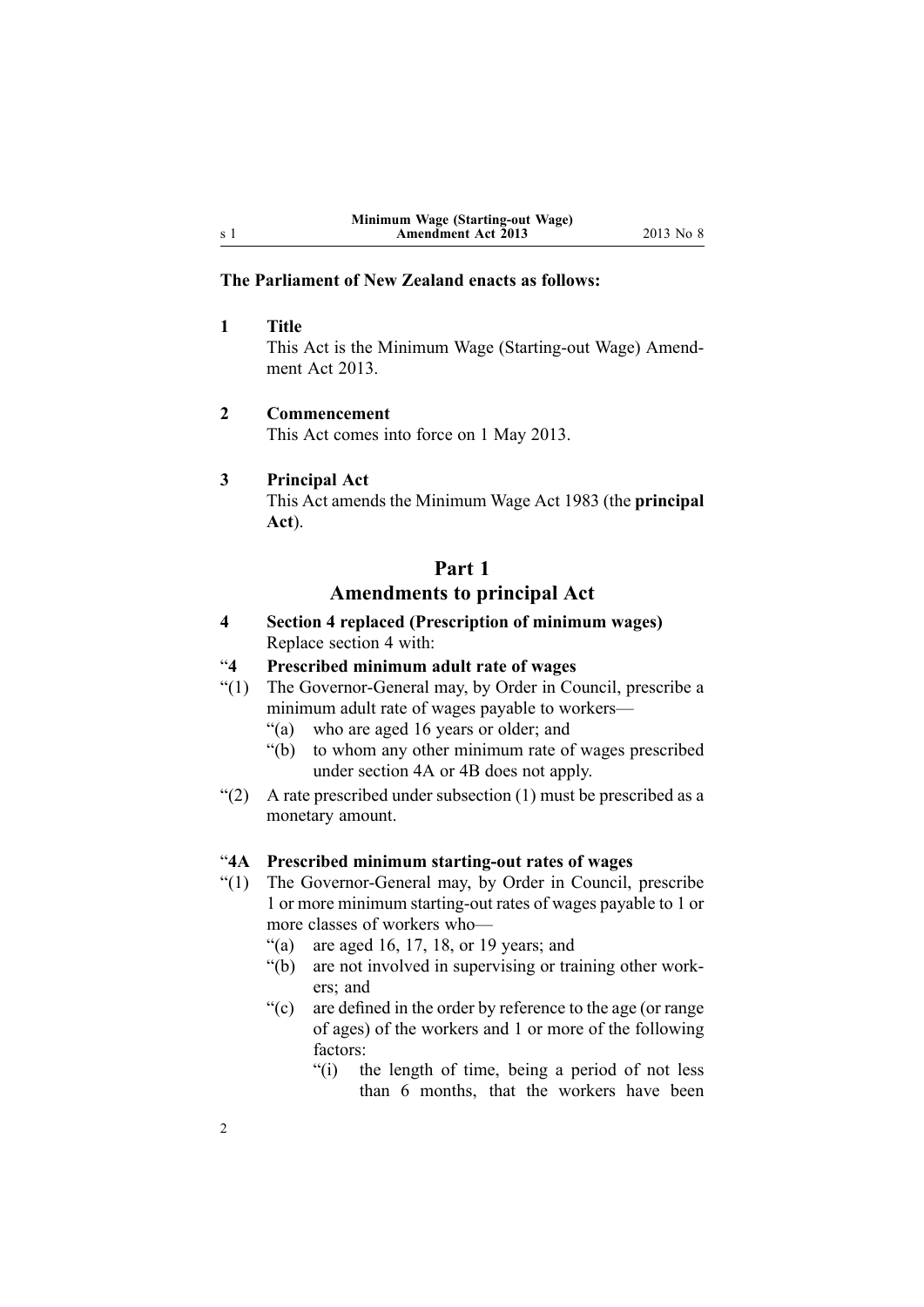**The Parliament of New Zealand enacts as follows:**

**1 Title**

This Act is the Minimum Wage (Starting-out Wage) Amendment Act 2013.

**2 Commencement**

This Act comes into force on 1 May 2013.

**3 Principal Act**

This Act amends the Minimum Wage Act 1983 (the **principal Act**).

## Part 1
## Amendments to principal Act

**4 Section 4 replaced (Prescription of minimum wages)**

Replace section 4 with:

"**4 Prescribed minimum adult rate of wages**

"(1) The Governor-General may, by Order in Council, prescribe a minimum adult rate of wages payable to workers—

"(a) who are aged 16 years or older; and

"(b) to whom any other minimum rate of wages prescribed under section 4A or 4B does not apply.

"(2) A rate prescribed under subsection (1) must be prescribed as a monetary amount.

"**4A Prescribed minimum starting-out rates of wages**

"(1) The Governor-General may, by Order in Council, prescribe 1 or more minimum starting-out rates of wages payable to 1 or more classes of workers who—

"(a) are aged 16, 17, 18, or 19 years; and

"(b) are not involved in supervising or training other workers; and

"(c) are defined in the order by reference to the age (or range of ages) of the workers and 1 or more of the following factors:

"(i) the length of time, being a period of not less than 6 months, that the workers have been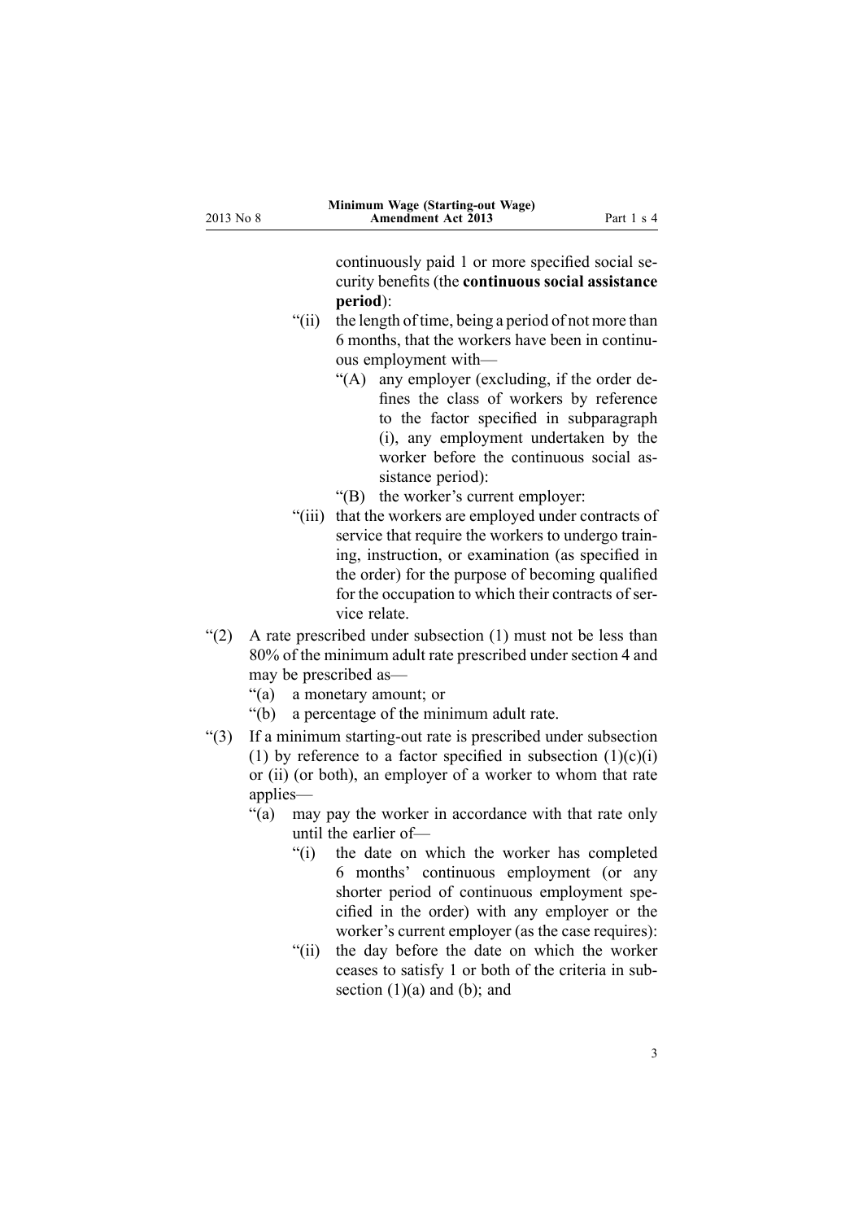continuously paid 1 or more specified social security benefits (the **continuous social assistance period**):

"(ii) the length of time, being a period of not more than 6 months, that the workers have been in continuous employment with—

"(A) any employer (excluding, if the order defines the class of workers by reference to the factor specified in subparagraph (i), any employment undertaken by the worker before the continuous social assistance period):

"(B) the worker's current employer:

"(iii) that the workers are employed under contracts of service that require the workers to undergo training, instruction, or examination (as specified in the order) for the purpose of becoming qualified for the occupation to which their contracts of service relate.

"(2) A rate prescribed under subsection (1) must not be less than 80% of the minimum adult rate prescribed under section 4 and may be prescribed as—

"(a) a monetary amount; or

"(b) a percentage of the minimum adult rate.

"(3) If a minimum starting-out rate is prescribed under subsection (1) by reference to a factor specified in subsection (1)(c)(i) or (ii) (or both), an employer of a worker to whom that rate applies—

"(a) may pay the worker in accordance with that rate only until the earlier of—

"(i) the date on which the worker has completed 6 months' continuous employment (or any shorter period of continuous employment specified in the order) with any employer or the worker's current employer (as the case requires):

"(ii) the day before the date on which the worker ceases to satisfy 1 or both of the criteria in subsection (1)(a) and (b); and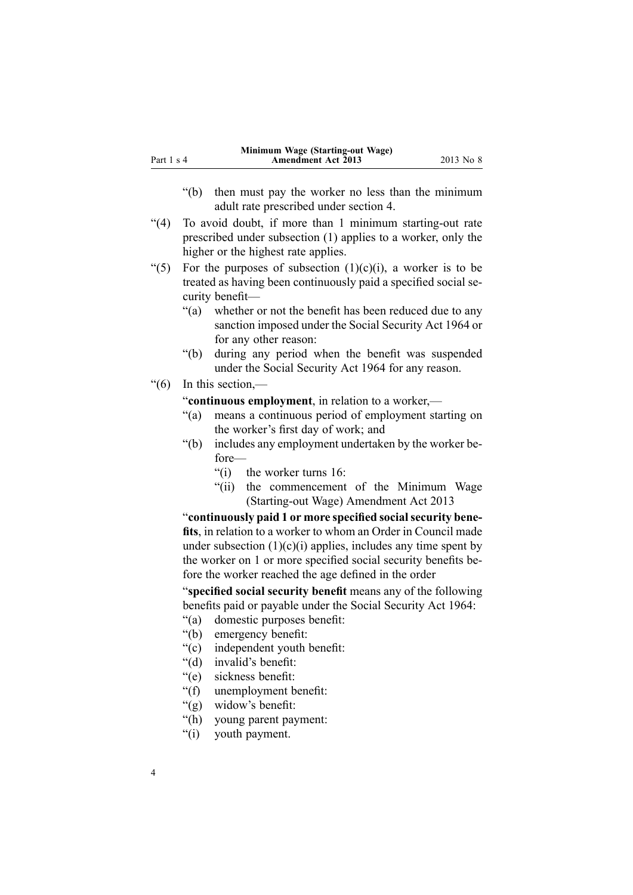“(b) then must pay the worker no less than the minimum adult rate prescribed under section 4.

“(4) To avoid doubt, if more than 1 minimum starting-out rate prescribed under subsection (1) applies to a worker, only the higher or the highest rate applies.

“(5) For the purposes of subsection (1)(c)(i), a worker is to be treated as having been continuously paid a specified social security benefit—

“(a) whether or not the benefit has been reduced due to any sanction imposed under the Social Security Act 1964 or for any other reason:

“(b) during any period when the benefit was suspended under the Social Security Act 1964 for any reason.

“(6) In this section,—

“**continuous employment**, in relation to a worker,—

“(a) means a continuous period of employment starting on the worker’s first day of work; and

“(b) includes any employment undertaken by the worker before—

“(i) the worker turns 16:

“(ii) the commencement of the Minimum Wage (Starting-out Wage) Amendment Act 2013

“**continuously paid 1 or more specified social security benefits**, in relation to a worker to whom an Order in Council made under subsection (1)(c)(i) applies, includes any time spent by the worker on 1 or more specified social security benefits before the worker reached the age defined in the order

“**specified social security benefit** means any of the following benefits paid or payable under the Social Security Act 1964:

“(a) domestic purposes benefit:

“(b) emergency benefit:

“(c) independent youth benefit:

“(d) invalid’s benefit:

“(e) sickness benefit:

“(f) unemployment benefit:

“(g) widow’s benefit:

“(h) young parent payment:

“(i) youth payment.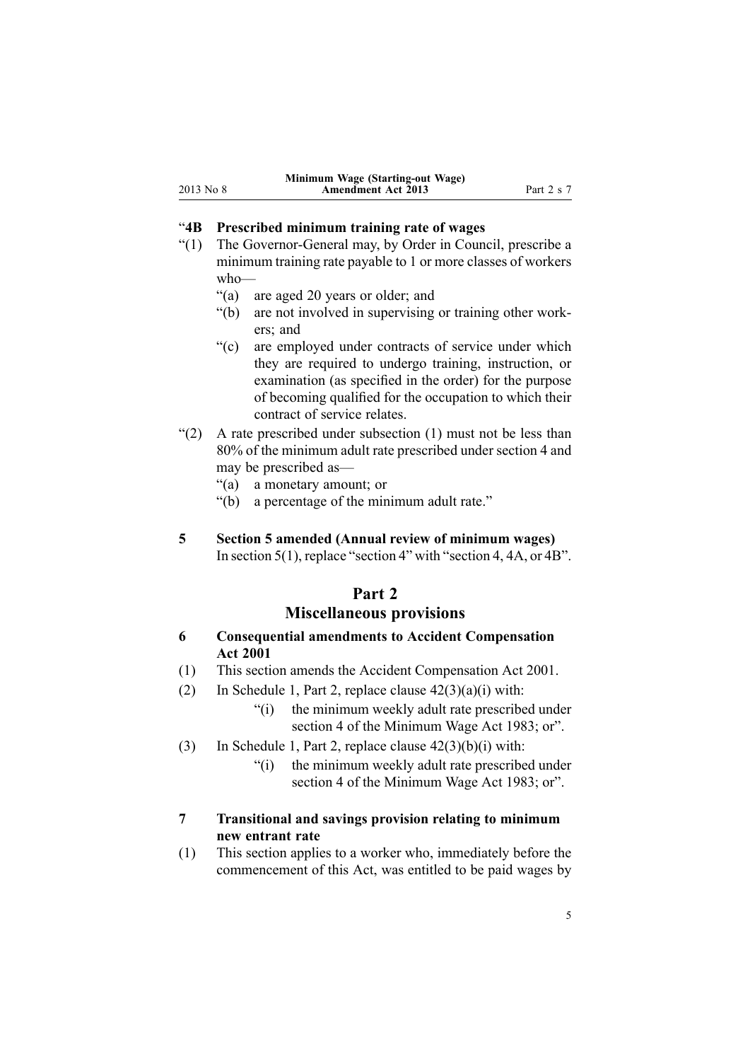"**4B Prescribed minimum training rate of wages**

"(1) The Governor-General may, by Order in Council, prescribe a minimum training rate payable to 1 or more classes of workers who—

"(a) are aged 20 years or older; and

"(b) are not involved in supervising or training other workers; and

"(c) are employed under contracts of service under which they are required to undergo training, instruction, or examination (as specified in the order) for the purpose of becoming qualified for the occupation to which their contract of service relates.

"(2) A rate prescribed under subsection (1) must not be less than 80% of the minimum adult rate prescribed under section 4 and may be prescribed as—

"(a) a monetary amount; or

"(b) a percentage of the minimum adult rate."

**5 Section 5 amended (Annual review of minimum wages)**

In section 5(1), replace "section 4" with "section 4, 4A, or 4B".

## Part 2
## Miscellaneous provisions

**6 Consequential amendments to Accident Compensation Act 2001**

(1) This section amends the Accident Compensation Act 2001.

(2) In Schedule 1, Part 2, replace clause 42(3)(a)(i) with:

"(i) the minimum weekly adult rate prescribed under section 4 of the Minimum Wage Act 1983; or".

(3) In Schedule 1, Part 2, replace clause 42(3)(b)(i) with:

"(i) the minimum weekly adult rate prescribed under section 4 of the Minimum Wage Act 1983; or".

**7 Transitional and savings provision relating to minimum new entrant rate**

(1) This section applies to a worker who, immediately before the commencement of this Act, was entitled to be paid wages by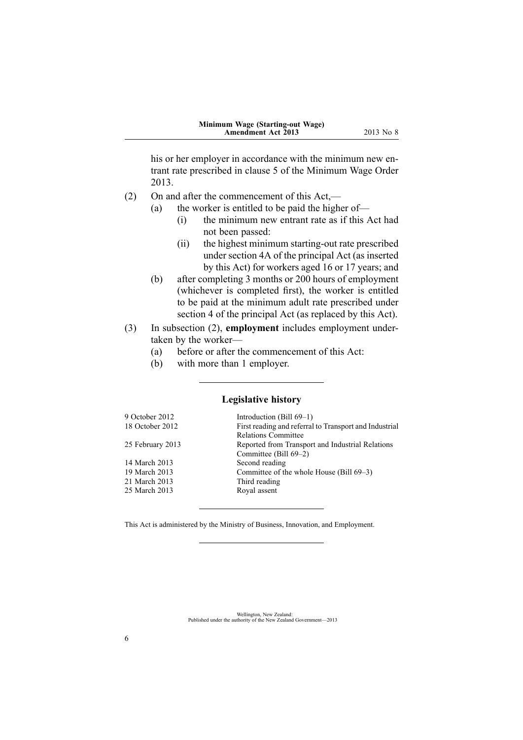his or her employer in accordance with the minimum new entrant rate prescribed in clause 5 of the Minimum Wage Order 2013.

(2) On and after the commencement of this Act,—

(a) the worker is entitled to be paid the higher of—

(i) the minimum new entrant rate as if this Act had not been passed:

(ii) the highest minimum starting-out rate prescribed under section 4A of the principal Act (as inserted by this Act) for workers aged 16 or 17 years; and

(b) after completing 3 months or 200 hours of employment (whichever is completed first), the worker is entitled to be paid at the minimum adult rate prescribed under section 4 of the principal Act (as replaced by this Act).

(3) In subsection (2), **employment** includes employment undertaken by the worker—

(a) before or after the commencement of this Act:

(b) with more than 1 employer.

## Legislative history

| | |
|---|---|
| 9 October 2012 | Introduction (Bill 69–1) |
| 18 October 2012 | First reading and referral to Transport and Industrial Relations Committee |
| 25 February 2013 | Reported from Transport and Industrial Relations Committee (Bill 69–2) |
| 14 March 2013 | Second reading |
| 19 March 2013 | Committee of the whole House (Bill 69–3) |
| 21 March 2013 | Third reading |
| 25 March 2013 | Royal assent |

This Act is administered by the Ministry of Business, Innovation, and Employment.

Wellington, New Zealand:
Published under the authority of the New Zealand Government—2013